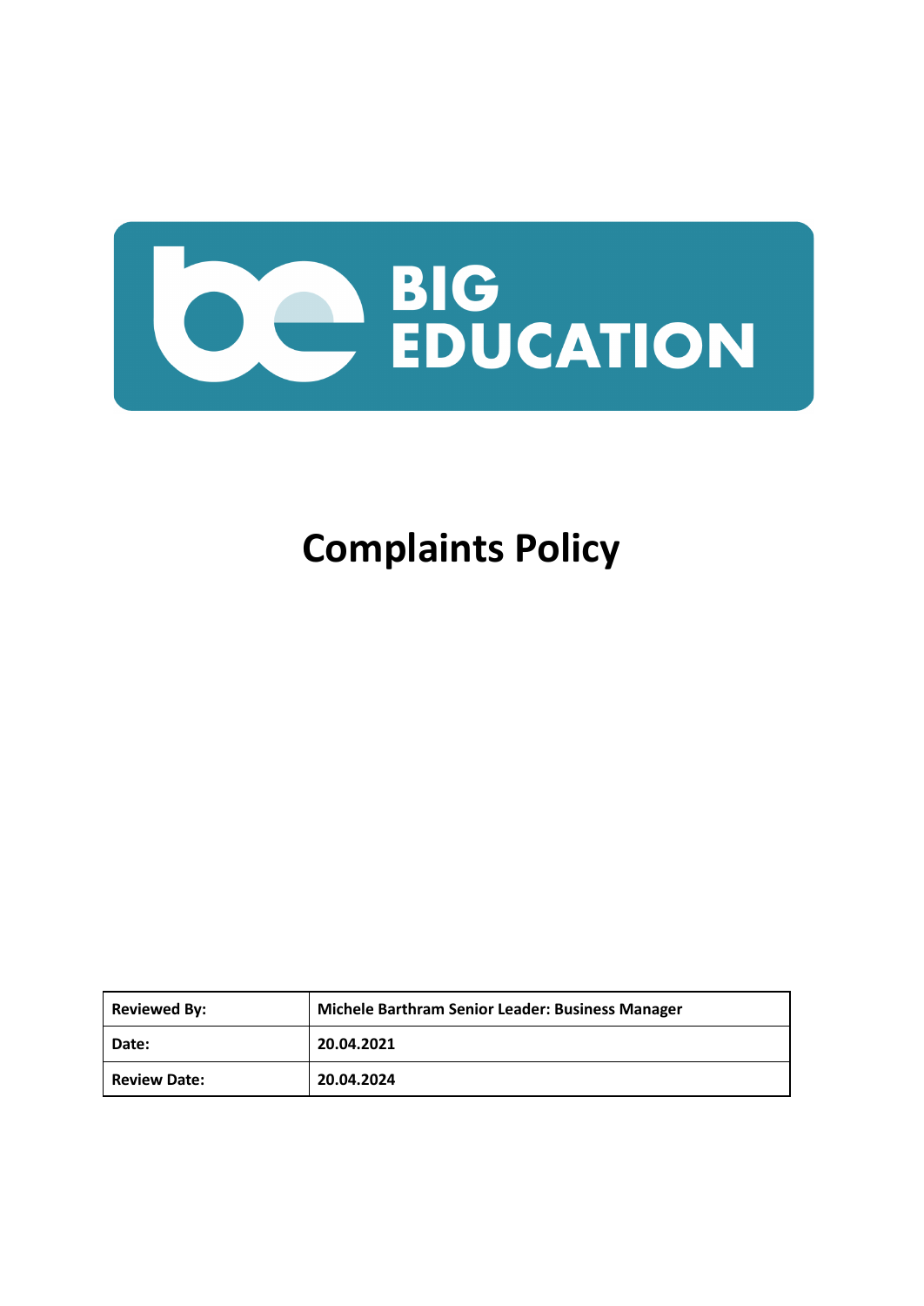# Complaints Policy

| Reviewed By: | Michele Barthram Senior Leader: Business Manager |
|---|---|
| Date: | 20.04.2021 |
| Review Date: | 20.04.2024 |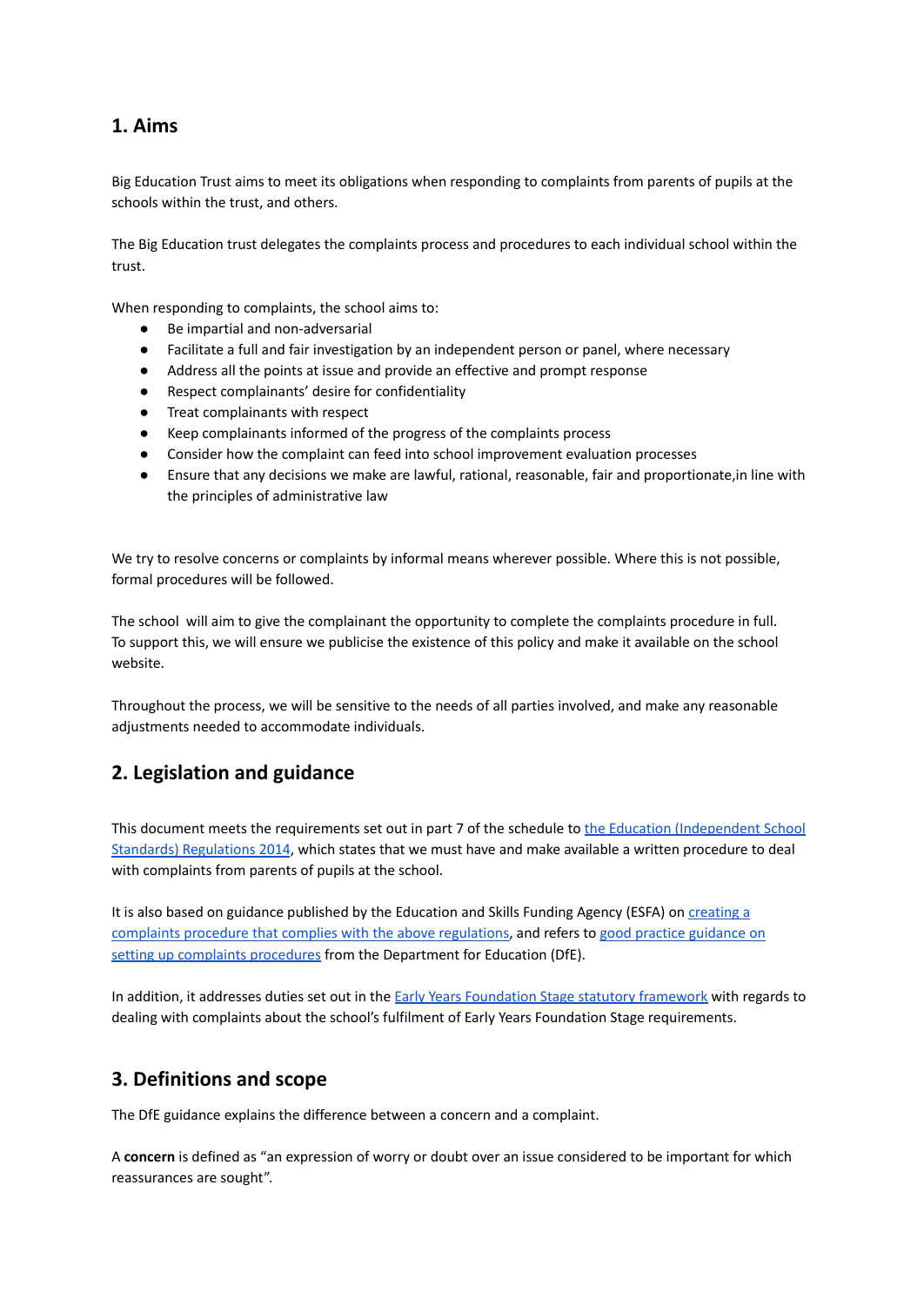## 1. Aims

Big Education Trust aims to meet its obligations when responding to complaints from parents of pupils at the schools within the trust, and others.

The Big Education trust delegates the complaints process and procedures to each individual school within the trust.

When responding to complaints, the school aims to:

- Be impartial and non-adversarial
- Facilitate a full and fair investigation by an independent person or panel, where necessary
- Address all the points at issue and provide an effective and prompt response
- Respect complainants' desire for confidentiality
- Treat complainants with respect
- Keep complainants informed of the progress of the complaints process
- Consider how the complaint can feed into school improvement evaluation processes
- Ensure that any decisions we make are lawful, rational, reasonable, fair and proportionate,in line with the principles of administrative law

We try to resolve concerns or complaints by informal means wherever possible. Where this is not possible, formal procedures will be followed.

The school will aim to give the complainant the opportunity to complete the complaints procedure in full. To support this, we will ensure we publicise the existence of this policy and make it available on the school website.

Throughout the process, we will be sensitive to the needs of all parties involved, and make any reasonable adjustments needed to accommodate individuals.

## 2. Legislation and guidance

This document meets the requirements set out in part 7 of the schedule to the Education (Independent School Standards) Regulations 2014, which states that we must have and make available a written procedure to deal with complaints from parents of pupils at the school.

It is also based on guidance published by the Education and Skills Funding Agency (ESFA) on creating a complaints procedure that complies with the above regulations, and refers to good practice guidance on setting up complaints procedures from the Department for Education (DfE).

In addition, it addresses duties set out in the Early Years Foundation Stage statutory framework with regards to dealing with complaints about the school's fulfilment of Early Years Foundation Stage requirements.

## 3. Definitions and scope

The DfE guidance explains the difference between a concern and a complaint.

A **concern** is defined as "an expression of worry or doubt over an issue considered to be important for which reassurances are sought".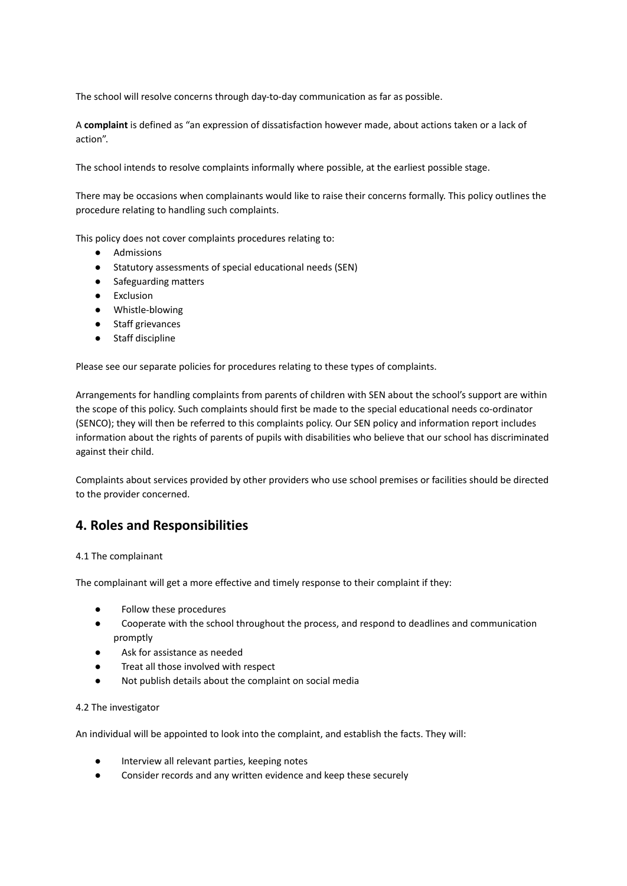The school will resolve concerns through day-to-day communication as far as possible.

A **complaint** is defined as "an expression of dissatisfaction however made, about actions taken or a lack of action".

The school intends to resolve complaints informally where possible, at the earliest possible stage.

There may be occasions when complainants would like to raise their concerns formally. This policy outlines the procedure relating to handling such complaints.

This policy does not cover complaints procedures relating to:

- Admissions
- Statutory assessments of special educational needs (SEN)
- Safeguarding matters
- Exclusion
- Whistle-blowing
- Staff grievances
- Staff discipline

Please see our separate policies for procedures relating to these types of complaints.

Arrangements for handling complaints from parents of children with SEN about the school's support are within the scope of this policy. Such complaints should first be made to the special educational needs co-ordinator (SENCO); they will then be referred to this complaints policy. Our SEN policy and information report includes information about the rights of parents of pupils with disabilities who believe that our school has discriminated against their child.

Complaints about services provided by other providers who use school premises or facilities should be directed to the provider concerned.

## 4. Roles and Responsibilities

4.1 The complainant

The complainant will get a more effective and timely response to their complaint if they:

- Follow these procedures
- Cooperate with the school throughout the process, and respond to deadlines and communication promptly
- Ask for assistance as needed
- Treat all those involved with respect
- Not publish details about the complaint on social media

4.2 The investigator

An individual will be appointed to look into the complaint, and establish the facts. They will:

- Interview all relevant parties, keeping notes
- Consider records and any written evidence and keep these securely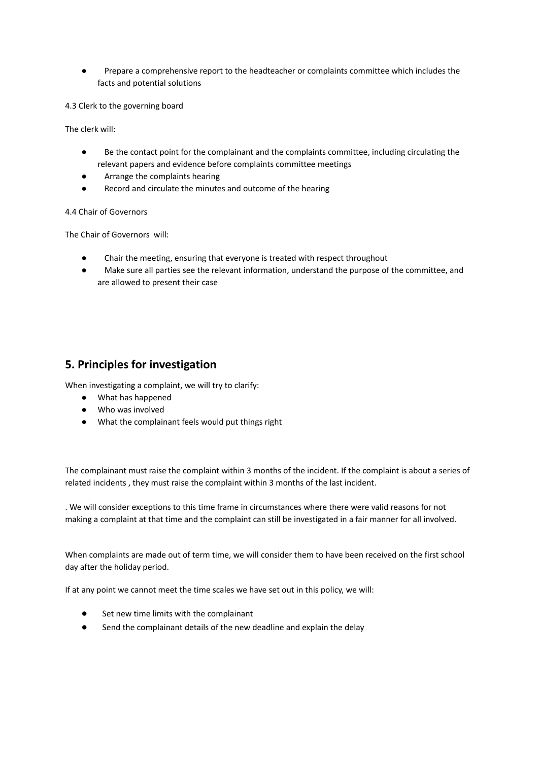- Prepare a comprehensive report to the headteacher or complaints committee which includes the facts and potential solutions

4.3 Clerk to the governing board

The clerk will:

- Be the contact point for the complainant and the complaints committee, including circulating the relevant papers and evidence before complaints committee meetings
- Arrange the complaints hearing
- Record and circulate the minutes and outcome of the hearing

4.4 Chair of Governors

The Chair of Governors will:

- Chair the meeting, ensuring that everyone is treated with respect throughout
- Make sure all parties see the relevant information, understand the purpose of the committee, and are allowed to present their case

## 5. Principles for investigation

When investigating a complaint, we will try to clarify:

- What has happened
- Who was involved
- What the complainant feels would put things right

The complainant must raise the complaint within 3 months of the incident. If the complaint is about a series of related incidents , they must raise the complaint within 3 months of the last incident.

. We will consider exceptions to this time frame in circumstances where there were valid reasons for not making a complaint at that time and the complaint can still be investigated in a fair manner for all involved.

When complaints are made out of term time, we will consider them to have been received on the first school day after the holiday period.

If at any point we cannot meet the time scales we have set out in this policy, we will:

- Set new time limits with the complainant
- Send the complainant details of the new deadline and explain the delay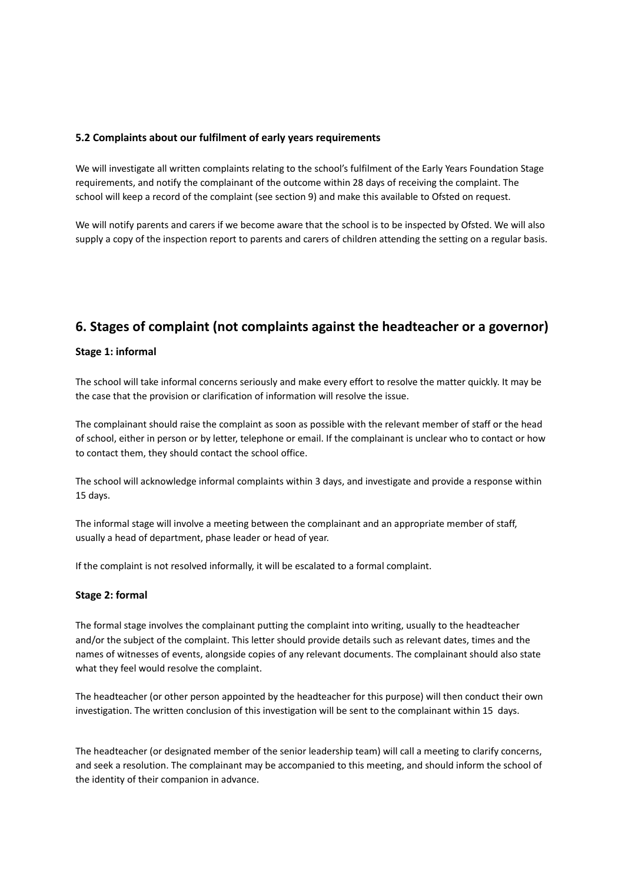### 5.2 Complaints about our fulfilment of early years requirements

We will investigate all written complaints relating to the school's fulfilment of the Early Years Foundation Stage requirements, and notify the complainant of the outcome within 28 days of receiving the complaint. The school will keep a record of the complaint (see section 9) and make this available to Ofsted on request.

We will notify parents and carers if we become aware that the school is to be inspected by Ofsted. We will also supply a copy of the inspection report to parents and carers of children attending the setting on a regular basis.

## 6. Stages of complaint (not complaints against the headteacher or a governor)

### Stage 1: informal

The school will take informal concerns seriously and make every effort to resolve the matter quickly. It may be the case that the provision or clarification of information will resolve the issue.

The complainant should raise the complaint as soon as possible with the relevant member of staff or the head of school, either in person or by letter, telephone or email. If the complainant is unclear who to contact or how to contact them, they should contact the school office.

The school will acknowledge informal complaints within 3 days, and investigate and provide a response within 15 days.

The informal stage will involve a meeting between the complainant and an appropriate member of staff, usually a head of department, phase leader or head of year.

If the complaint is not resolved informally, it will be escalated to a formal complaint.

### Stage 2: formal

The formal stage involves the complainant putting the complaint into writing, usually to the headteacher and/or the subject of the complaint. This letter should provide details such as relevant dates, times and the names of witnesses of events, alongside copies of any relevant documents. The complainant should also state what they feel would resolve the complaint.

The headteacher (or other person appointed by the headteacher for this purpose) will then conduct their own investigation. The written conclusion of this investigation will be sent to the complainant within 15 days.

The headteacher (or designated member of the senior leadership team) will call a meeting to clarify concerns, and seek a resolution. The complainant may be accompanied to this meeting, and should inform the school of the identity of their companion in advance.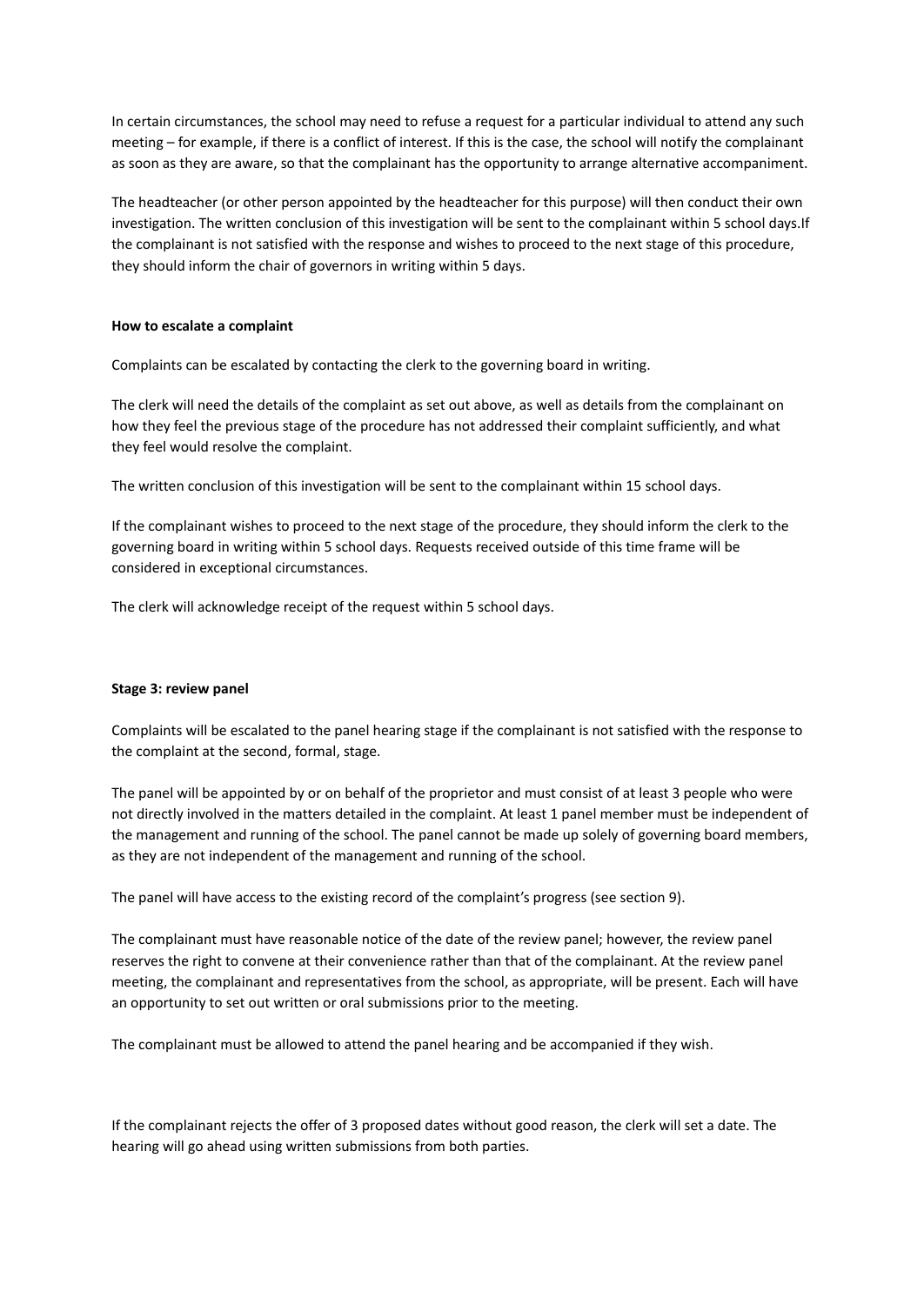In certain circumstances, the school may need to refuse a request for a particular individual to attend any such meeting – for example, if there is a conflict of interest. If this is the case, the school will notify the complainant as soon as they are aware, so that the complainant has the opportunity to arrange alternative accompaniment.

The headteacher (or other person appointed by the headteacher for this purpose) will then conduct their own investigation. The written conclusion of this investigation will be sent to the complainant within 5 school days.If the complainant is not satisfied with the response and wishes to proceed to the next stage of this procedure, they should inform the chair of governors in writing within 5 days.

**How to escalate a complaint**

Complaints can be escalated by contacting the clerk to the governing board in writing.

The clerk will need the details of the complaint as set out above, as well as details from the complainant on how they feel the previous stage of the procedure has not addressed their complaint sufficiently, and what they feel would resolve the complaint.

The written conclusion of this investigation will be sent to the complainant within 15 school days.

If the complainant wishes to proceed to the next stage of the procedure, they should inform the clerk to the governing board in writing within 5 school days. Requests received outside of this time frame will be considered in exceptional circumstances.

The clerk will acknowledge receipt of the request within 5 school days.

**Stage 3: review panel**

Complaints will be escalated to the panel hearing stage if the complainant is not satisfied with the response to the complaint at the second, formal, stage.

The panel will be appointed by or on behalf of the proprietor and must consist of at least 3 people who were not directly involved in the matters detailed in the complaint. At least 1 panel member must be independent of the management and running of the school. The panel cannot be made up solely of governing board members, as they are not independent of the management and running of the school.

The panel will have access to the existing record of the complaint's progress (see section 9).

The complainant must have reasonable notice of the date of the review panel; however, the review panel reserves the right to convene at their convenience rather than that of the complainant. At the review panel meeting, the complainant and representatives from the school, as appropriate, will be present. Each will have an opportunity to set out written or oral submissions prior to the meeting.

The complainant must be allowed to attend the panel hearing and be accompanied if they wish.

If the complainant rejects the offer of 3 proposed dates without good reason, the clerk will set a date. The hearing will go ahead using written submissions from both parties.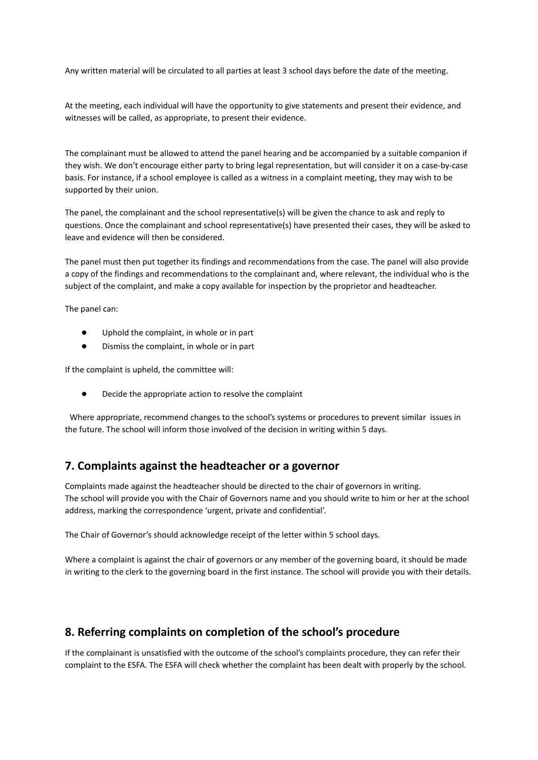Any written material will be circulated to all parties at least 3 school days before the date of the meeting.

At the meeting, each individual will have the opportunity to give statements and present their evidence, and witnesses will be called, as appropriate, to present their evidence.

The complainant must be allowed to attend the panel hearing and be accompanied by a suitable companion if they wish. We don't encourage either party to bring legal representation, but will consider it on a case-by-case basis. For instance, if a school employee is called as a witness in a complaint meeting, they may wish to be supported by their union.

The panel, the complainant and the school representative(s) will be given the chance to ask and reply to questions. Once the complainant and school representative(s) have presented their cases, they will be asked to leave and evidence will then be considered.

The panel must then put together its findings and recommendations from the case. The panel will also provide a copy of the findings and recommendations to the complainant and, where relevant, the individual who is the subject of the complaint, and make a copy available for inspection by the proprietor and headteacher.

The panel can:

- Uphold the complaint, in whole or in part
- Dismiss the complaint, in whole or in part

If the complaint is upheld, the committee will:

- Decide the appropriate action to resolve the complaint

Where appropriate, recommend changes to the school's systems or procedures to prevent similar issues in the future. The school will inform those involved of the decision in writing within 5 days.

## 7. Complaints against the headteacher or a governor

Complaints made against the headteacher should be directed to the chair of governors in writing.
The school will provide you with the Chair of Governors name and you should write to him or her at the school address, marking the correspondence 'urgent, private and confidential'.

The Chair of Governor's should acknowledge receipt of the letter within 5 school days.

Where a complaint is against the chair of governors or any member of the governing board, it should be made in writing to the clerk to the governing board in the first instance. The school will provide you with their details.

## 8. Referring complaints on completion of the school's procedure

If the complainant is unsatisfied with the outcome of the school's complaints procedure, they can refer their complaint to the ESFA. The ESFA will check whether the complaint has been dealt with properly by the school.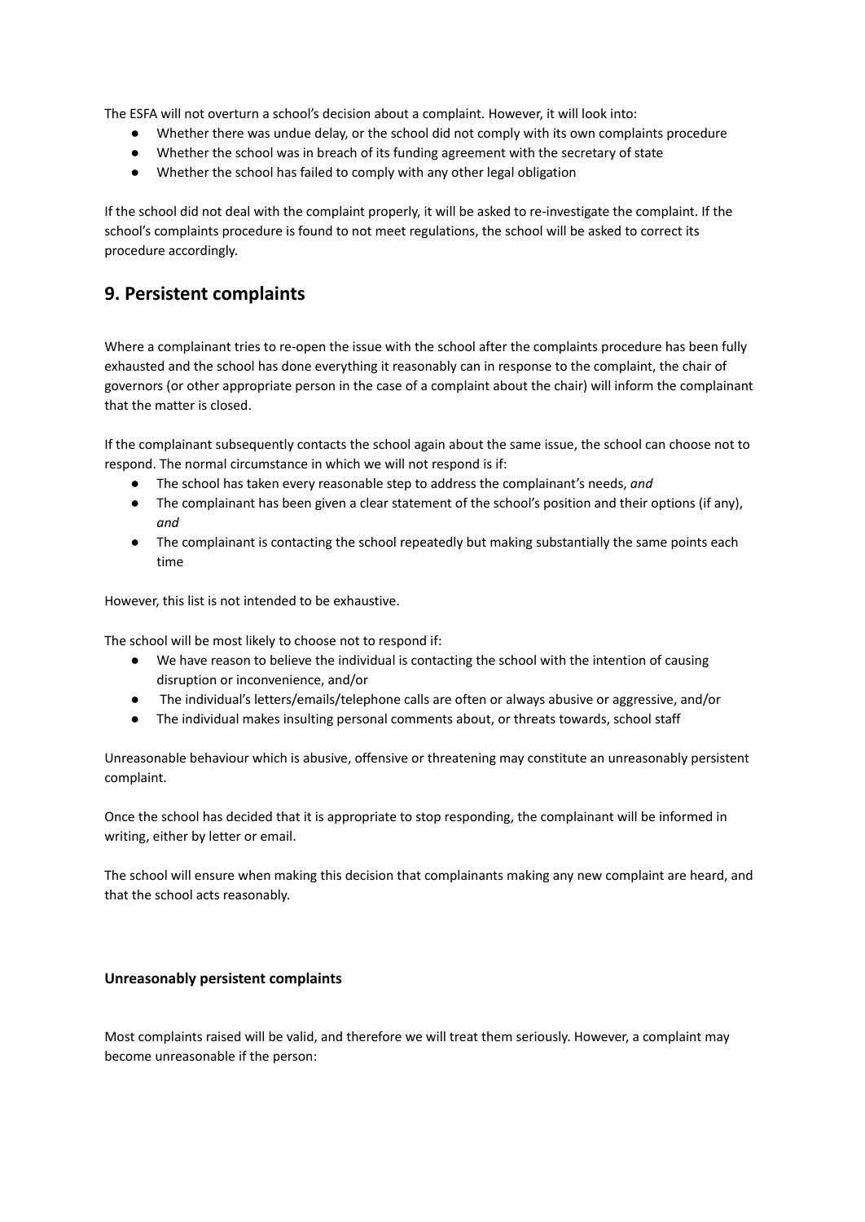The ESFA will not overturn a school's decision about a complaint. However, it will look into:

- Whether there was undue delay, or the school did not comply with its own complaints procedure
- Whether the school was in breach of its funding agreement with the secretary of state
- Whether the school has failed to comply with any other legal obligation

If the school did not deal with the complaint properly, it will be asked to re-investigate the complaint. If the school's complaints procedure is found to not meet regulations, the school will be asked to correct its procedure accordingly.

## 9. Persistent complaints

Where a complainant tries to re-open the issue with the school after the complaints procedure has been fully exhausted and the school has done everything it reasonably can in response to the complaint, the chair of governors (or other appropriate person in the case of a complaint about the chair) will inform the complainant that the matter is closed.

If the complainant subsequently contacts the school again about the same issue, the school can choose not to respond. The normal circumstance in which we will not respond is if:

- The school has taken every reasonable step to address the complainant's needs, *and*
- The complainant has been given a clear statement of the school's position and their options (if any), *and*
- The complainant is contacting the school repeatedly but making substantially the same points each time

However, this list is not intended to be exhaustive.

The school will be most likely to choose not to respond if:

- We have reason to believe the individual is contacting the school with the intention of causing disruption or inconvenience, and/or
- The individual's letters/emails/telephone calls are often or always abusive or aggressive, and/or
- The individual makes insulting personal comments about, or threats towards, school staff

Unreasonable behaviour which is abusive, offensive or threatening may constitute an unreasonably persistent complaint.

Once the school has decided that it is appropriate to stop responding, the complainant will be informed in writing, either by letter or email.

The school will ensure when making this decision that complainants making any new complaint are heard, and that the school acts reasonably.

**Unreasonably persistent complaints**

Most complaints raised will be valid, and therefore we will treat them seriously. However, a complaint may become unreasonable if the person: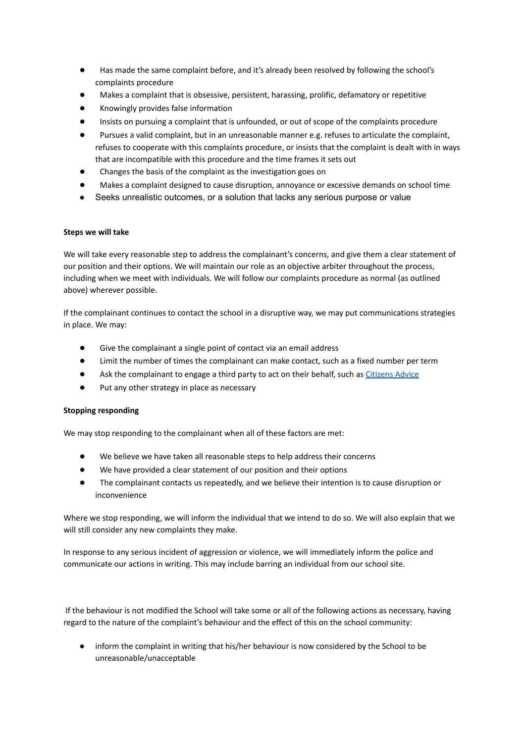- Has made the same complaint before, and it's already been resolved by following the school's complaints procedure
- Makes a complaint that is obsessive, persistent, harassing, prolific, defamatory or repetitive
- Knowingly provides false information
- Insists on pursuing a complaint that is unfounded, or out of scope of the complaints procedure
- Pursues a valid complaint, but in an unreasonable manner e.g. refuses to articulate the complaint, refuses to cooperate with this complaints procedure, or insists that the complaint is dealt with in ways that are incompatible with this procedure and the time frames it sets out
- Changes the basis of the complaint as the investigation goes on
- Makes a complaint designed to cause disruption, annoyance or excessive demands on school time
- Seeks unrealistic outcomes, or a solution that lacks any serious purpose or value

**Steps we will take**

We will take every reasonable step to address the complainant's concerns, and give them a clear statement of our position and their options. We will maintain our role as an objective arbiter throughout the process, including when we meet with individuals. We will follow our complaints procedure as normal (as outlined above) wherever possible.

If the complainant continues to contact the school in a disruptive way, we may put communications strategies in place. We may:

- Give the complainant a single point of contact via an email address
- Limit the number of times the complainant can make contact, such as a fixed number per term
- Ask the complainant to engage a third party to act on their behalf, such as Citizens Advice
- Put any other strategy in place as necessary

**Stopping responding**

We may stop responding to the complainant when all of these factors are met:

- We believe we have taken all reasonable steps to help address their concerns
- We have provided a clear statement of our position and their options
- The complainant contacts us repeatedly, and we believe their intention is to cause disruption or inconvenience

Where we stop responding, we will inform the individual that we intend to do so. We will also explain that we will still consider any new complaints they make.

In response to any serious incident of aggression or violence, we will immediately inform the police and communicate our actions in writing. This may include barring an individual from our school site.

If the behaviour is not modified the School will take some or all of the following actions as necessary, having regard to the nature of the complaint's behaviour and the effect of this on the school community:

- inform the complaint in writing that his/her behaviour is now considered by the School to be unreasonable/unacceptable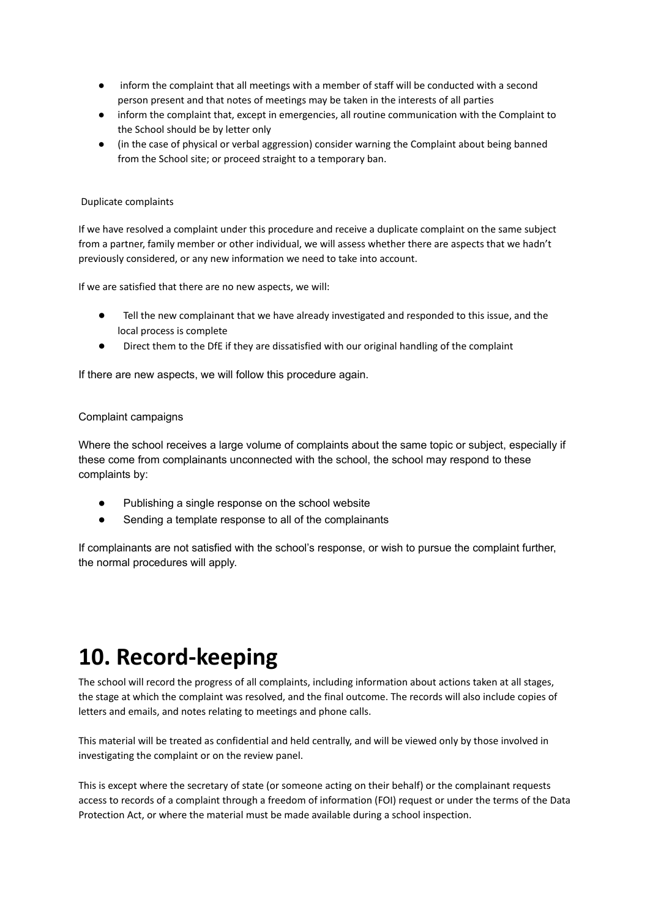- inform the complaint that all meetings with a member of staff will be conducted with a second person present and that notes of meetings may be taken in the interests of all parties
- inform the complaint that, except in emergencies, all routine communication with the Complaint to the School should be by letter only
- (in the case of physical or verbal aggression) consider warning the Complaint about being banned from the School site; or proceed straight to a temporary ban.

Duplicate complaints

If we have resolved a complaint under this procedure and receive a duplicate complaint on the same subject from a partner, family member or other individual, we will assess whether there are aspects that we hadn't previously considered, or any new information we need to take into account.

If we are satisfied that there are no new aspects, we will:

- Tell the new complainant that we have already investigated and responded to this issue, and the local process is complete
- Direct them to the DfE if they are dissatisfied with our original handling of the complaint

If there are new aspects, we will follow this procedure again.

Complaint campaigns

Where the school receives a large volume of complaints about the same topic or subject, especially if these come from complainants unconnected with the school, the school may respond to these complaints by:

- Publishing a single response on the school website
- Sending a template response to all of the complainants

If complainants are not satisfied with the school's response, or wish to pursue the complaint further, the normal procedures will apply.

# 10. Record-keeping

The school will record the progress of all complaints, including information about actions taken at all stages, the stage at which the complaint was resolved, and the final outcome. The records will also include copies of letters and emails, and notes relating to meetings and phone calls.

This material will be treated as confidential and held centrally, and will be viewed only by those involved in investigating the complaint or on the review panel.

This is except where the secretary of state (or someone acting on their behalf) or the complainant requests access to records of a complaint through a freedom of information (FOI) request or under the terms of the Data Protection Act, or where the material must be made available during a school inspection.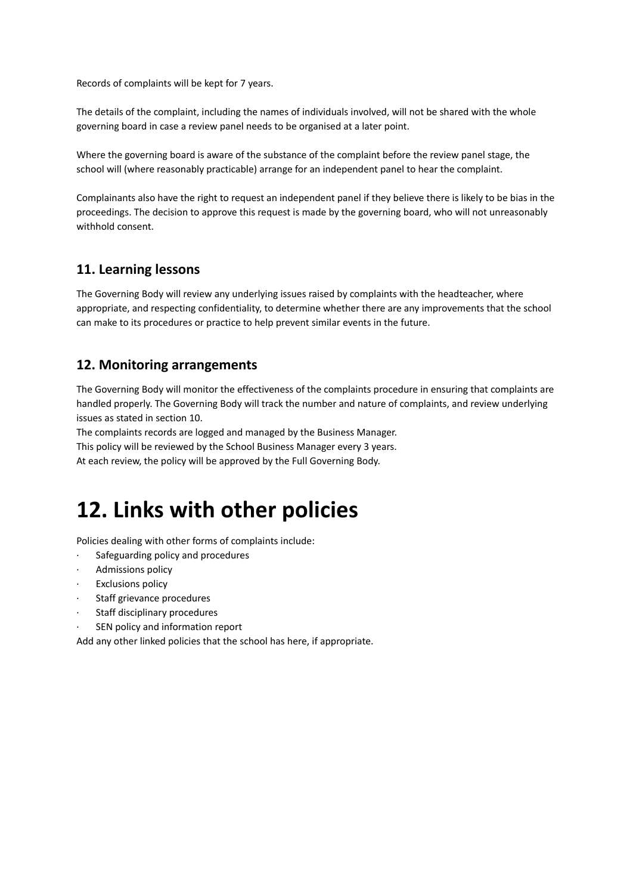Records of complaints will be kept for 7 years.

The details of the complaint, including the names of individuals involved, will not be shared with the whole governing board in case a review panel needs to be organised at a later point.

Where the governing board is aware of the substance of the complaint before the review panel stage, the school will (where reasonably practicable) arrange for an independent panel to hear the complaint.

Complainants also have the right to request an independent panel if they believe there is likely to be bias in the proceedings. The decision to approve this request is made by the governing board, who will not unreasonably withhold consent.

## 11. Learning lessons

The Governing Body will review any underlying issues raised by complaints with the headteacher, where appropriate, and respecting confidentiality, to determine whether there are any improvements that the school can make to its procedures or practice to help prevent similar events in the future.

## 12. Monitoring arrangements

The Governing Body will monitor the effectiveness of the complaints procedure in ensuring that complaints are handled properly. The Governing Body will track the number and nature of complaints, and review underlying issues as stated in section 10.
The complaints records are logged and managed by the Business Manager.
This policy will be reviewed by the School Business Manager every 3 years.
At each review, the policy will be approved by the Full Governing Body.

# 12. Links with other policies

Policies dealing with other forms of complaints include:

- Safeguarding policy and procedures
- Admissions policy
- Exclusions policy
- Staff grievance procedures
- Staff disciplinary procedures
- SEN policy and information report

Add any other linked policies that the school has here, if appropriate.